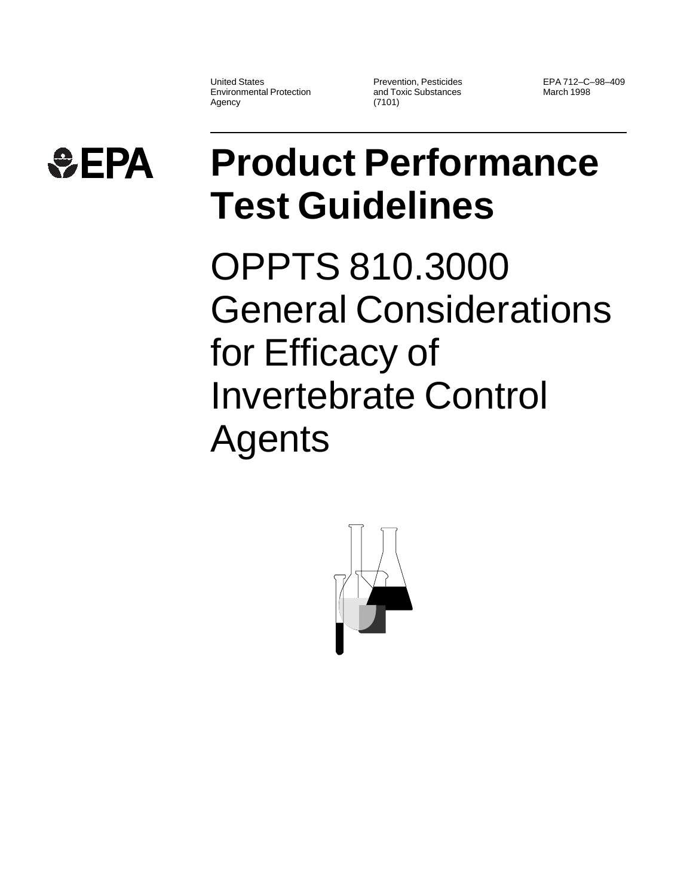United States Environmental Protection Agency

Prevention, Pesticides and Toxic Substances (7101)

EPA 712–C–98–409
March 1998

EPA

# Product Performance Test Guidelines

# OPPTS 810.3000 General Considerations for Efficacy of Invertebrate Control Agents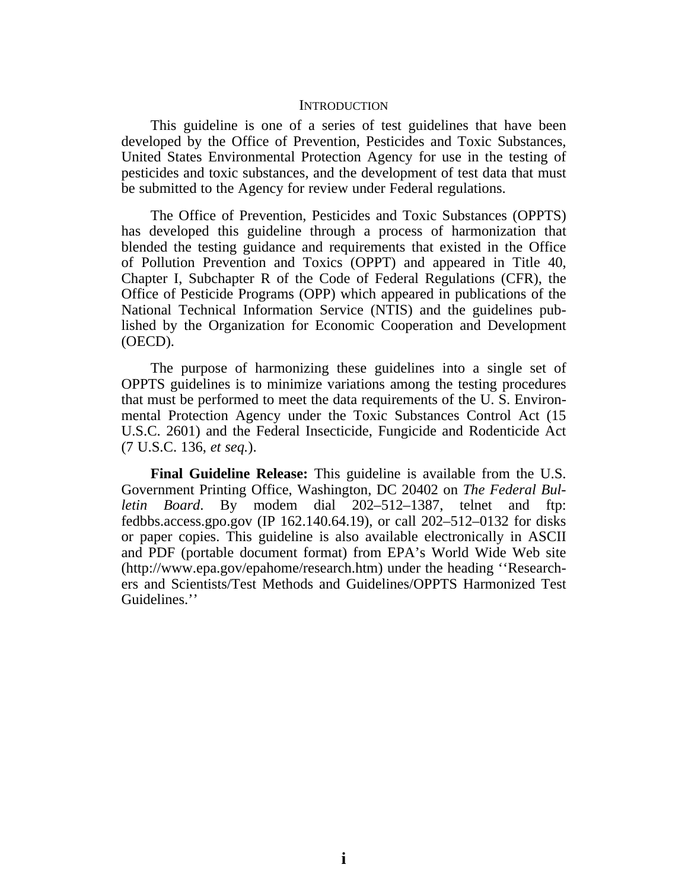## INTRODUCTION

This guideline is one of a series of test guidelines that have been developed by the Office of Prevention, Pesticides and Toxic Substances, United States Environmental Protection Agency for use in the testing of pesticides and toxic substances, and the development of test data that must be submitted to the Agency for review under Federal regulations.

The Office of Prevention, Pesticides and Toxic Substances (OPPTS) has developed this guideline through a process of harmonization that blended the testing guidance and requirements that existed in the Office of Pollution Prevention and Toxics (OPPT) and appeared in Title 40, Chapter I, Subchapter R of the Code of Federal Regulations (CFR), the Office of Pesticide Programs (OPP) which appeared in publications of the National Technical Information Service (NTIS) and the guidelines published by the Organization for Economic Cooperation and Development (OECD).

The purpose of harmonizing these guidelines into a single set of OPPTS guidelines is to minimize variations among the testing procedures that must be performed to meet the data requirements of the U. S. Environmental Protection Agency under the Toxic Substances Control Act (15 U.S.C. 2601) and the Federal Insecticide, Fungicide and Rodenticide Act (7 U.S.C. 136, *et seq.*).

**Final Guideline Release:** This guideline is available from the U.S. Government Printing Office, Washington, DC 20402 on *The Federal Bulletin Board*. By modem dial 202–512–1387, telnet and ftp: fedbbs.access.gpo.gov (IP 162.140.64.19), or call 202–512–0132 for disks or paper copies. This guideline is also available electronically in ASCII and PDF (portable document format) from EPA's World Wide Web site (http://www.epa.gov/epahome/research.htm) under the heading ''Researchers and Scientists/Test Methods and Guidelines/OPPTS Harmonized Test Guidelines.''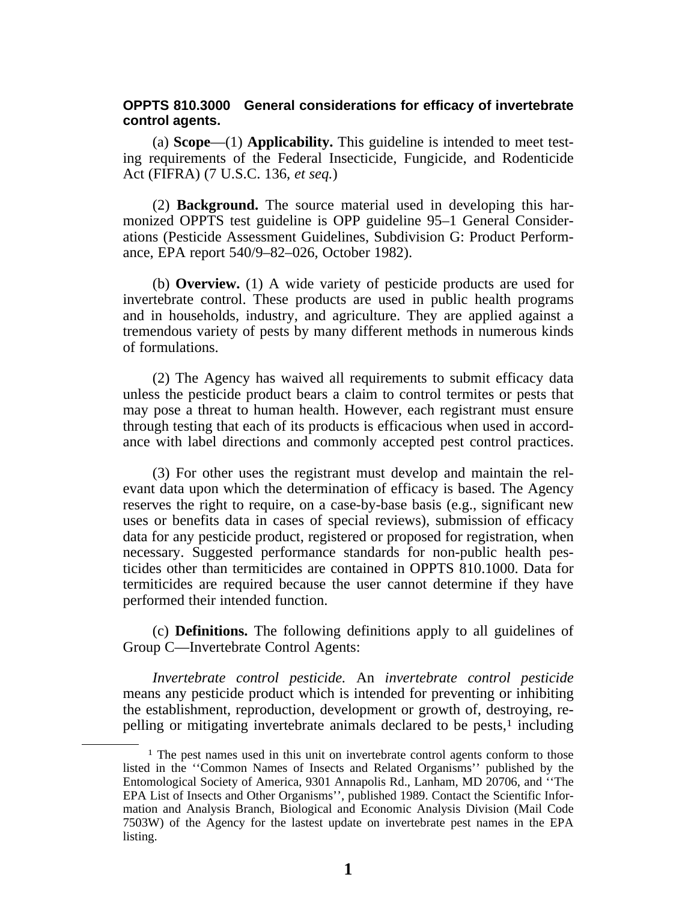**OPPTS 810.3000 General considerations for efficacy of invertebrate control agents.**

(a) **Scope**—(1) **Applicability.** This guideline is intended to meet testing requirements of the Federal Insecticide, Fungicide, and Rodenticide Act (FIFRA) (7 U.S.C. 136, *et seq.*)

(2) **Background.** The source material used in developing this harmonized OPPTS test guideline is OPP guideline 95–1 General Considerations (Pesticide Assessment Guidelines, Subdivision G: Product Performance, EPA report 540/9–82–026, October 1982).

(b) **Overview.** (1) A wide variety of pesticide products are used for invertebrate control. These products are used in public health programs and in households, industry, and agriculture. They are applied against a tremendous variety of pests by many different methods in numerous kinds of formulations.

(2) The Agency has waived all requirements to submit efficacy data unless the pesticide product bears a claim to control termites or pests that may pose a threat to human health. However, each registrant must ensure through testing that each of its products is efficacious when used in accordance with label directions and commonly accepted pest control practices.

(3) For other uses the registrant must develop and maintain the relevant data upon which the determination of efficacy is based. The Agency reserves the right to require, on a case-by-base basis (e.g., significant new uses or benefits data in cases of special reviews), submission of efficacy data for any pesticide product, registered or proposed for registration, when necessary. Suggested performance standards for non-public health pesticides other than termiticides are contained in OPPTS 810.1000. Data for termiticides are required because the user cannot determine if they have performed their intended function.

(c) **Definitions.** The following definitions apply to all guidelines of Group C—Invertebrate Control Agents:

*Invertebrate control pesticide.* An *invertebrate control pesticide* means any pesticide product which is intended for preventing or inhibiting the establishment, reproduction, development or growth of, destroying, repelling or mitigating invertebrate animals declared to be pests,[1] including

[1] The pest names used in this unit on invertebrate control agents conform to those listed in the ''Common Names of Insects and Related Organisms'' published by the Entomological Society of America, 9301 Annapolis Rd., Lanham, MD 20706, and ''The EPA List of Insects and Other Organisms'', published 1989. Contact the Scientific Information and Analysis Branch, Biological and Economic Analysis Division (Mail Code 7503W) of the Agency for the lastest update on invertebrate pest names in the EPA listing.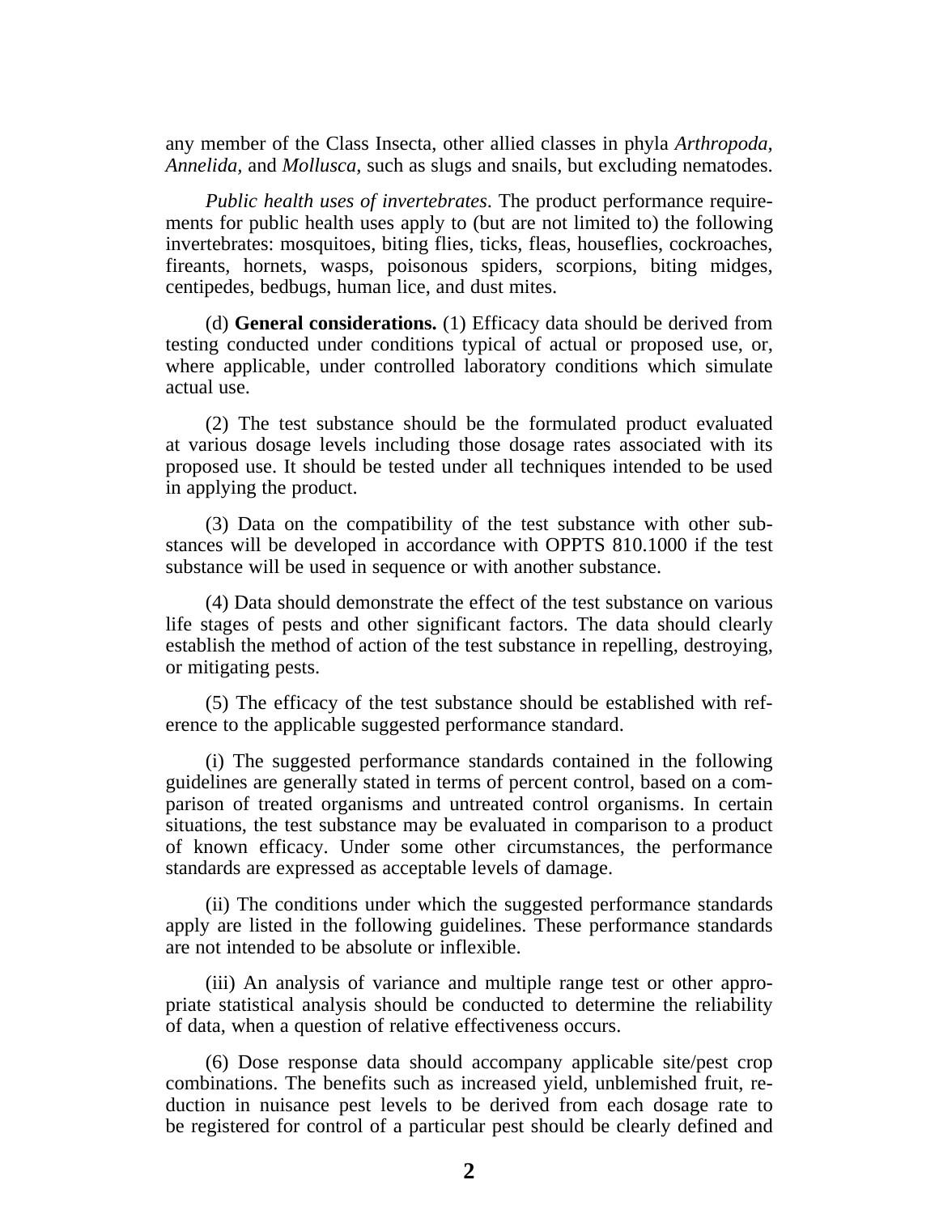any member of the Class Insecta, other allied classes in phyla *Arthropoda, Annelida,* and *Mollusca,* such as slugs and snails, but excluding nematodes.

*Public health uses of invertebrates*. The product performance requirements for public health uses apply to (but are not limited to) the following invertebrates: mosquitoes, biting flies, ticks, fleas, houseflies, cockroaches, fireants, hornets, wasps, poisonous spiders, scorpions, biting midges, centipedes, bedbugs, human lice, and dust mites.

(d) **General considerations.** (1) Efficacy data should be derived from testing conducted under conditions typical of actual or proposed use, or, where applicable, under controlled laboratory conditions which simulate actual use.

(2) The test substance should be the formulated product evaluated at various dosage levels including those dosage rates associated with its proposed use. It should be tested under all techniques intended to be used in applying the product.

(3) Data on the compatibility of the test substance with other substances will be developed in accordance with OPPTS 810.1000 if the test substance will be used in sequence or with another substance.

(4) Data should demonstrate the effect of the test substance on various life stages of pests and other significant factors. The data should clearly establish the method of action of the test substance in repelling, destroying, or mitigating pests.

(5) The efficacy of the test substance should be established with reference to the applicable suggested performance standard.

(i) The suggested performance standards contained in the following guidelines are generally stated in terms of percent control, based on a comparison of treated organisms and untreated control organisms. In certain situations, the test substance may be evaluated in comparison to a product of known efficacy. Under some other circumstances, the performance standards are expressed as acceptable levels of damage.

(ii) The conditions under which the suggested performance standards apply are listed in the following guidelines. These performance standards are not intended to be absolute or inflexible.

(iii) An analysis of variance and multiple range test or other appropriate statistical analysis should be conducted to determine the reliability of data, when a question of relative effectiveness occurs.

(6) Dose response data should accompany applicable site/pest crop combinations. The benefits such as increased yield, unblemished fruit, reduction in nuisance pest levels to be derived from each dosage rate to be registered for control of a particular pest should be clearly defined and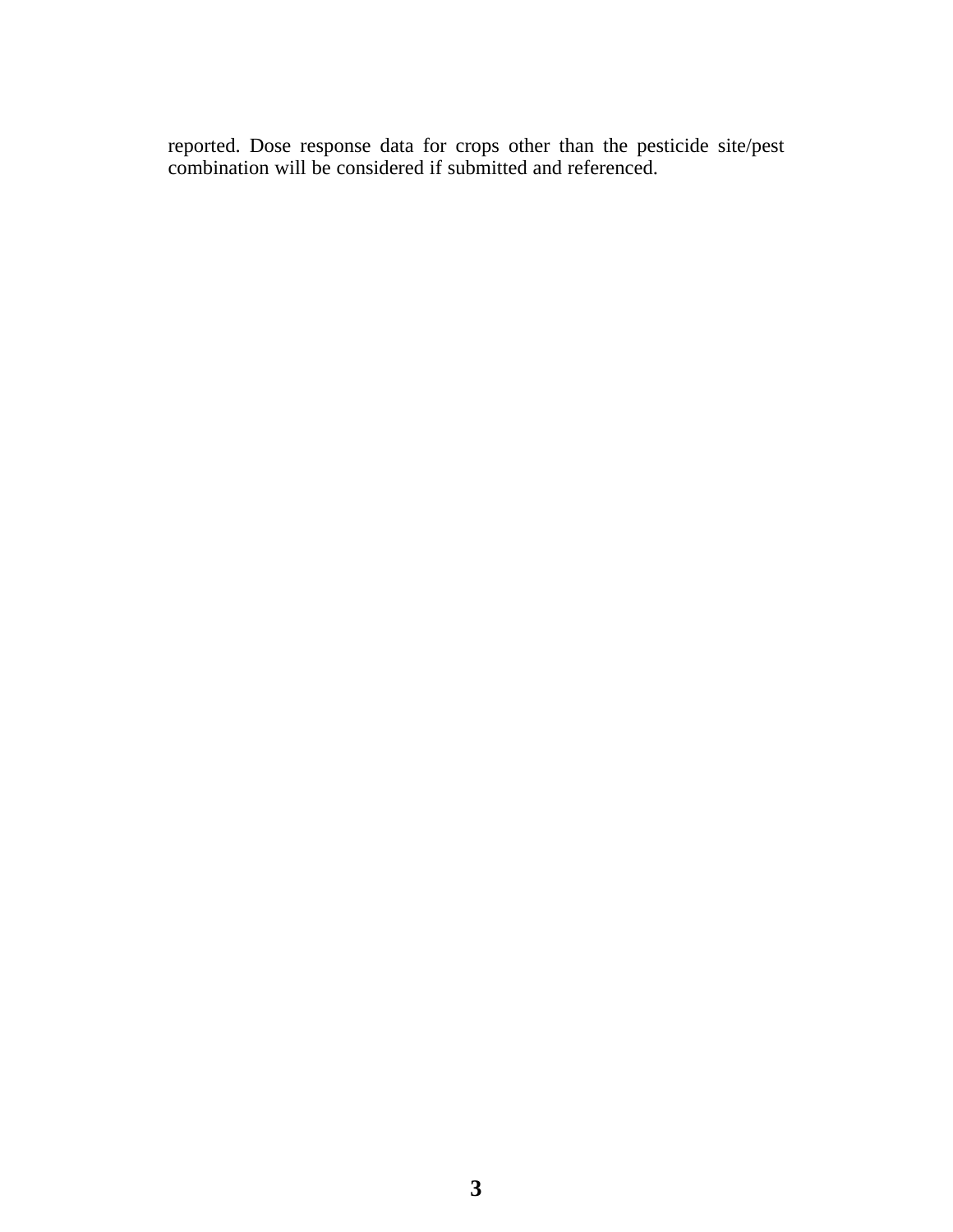reported. Dose response data for crops other than the pesticide site/pest combination will be considered if submitted and referenced.